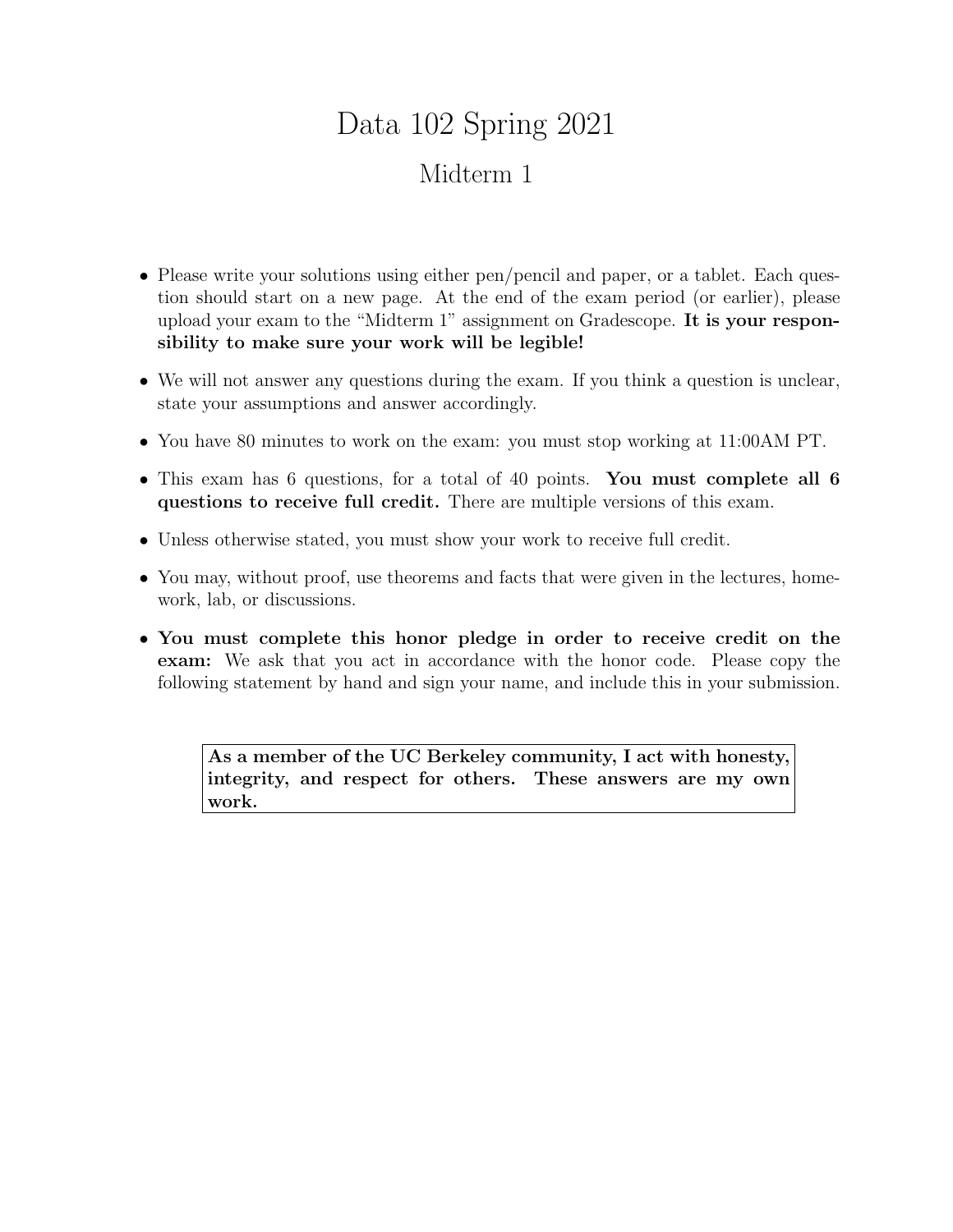# Data 102 Spring 2021

## Midterm 1

- Please write your solutions using either pen/pencil and paper, or a tablet. Each question should start on a new page. At the end of the exam period (or earlier), please upload your exam to the "Midterm 1" assignment on Gradescope. **It is your responsibility to make sure your work will be legible!**
- We will not answer any questions during the exam. If you think a question is unclear, state your assumptions and answer accordingly.
- You have 80 minutes to work on the exam: you must stop working at 11:00AM PT.
- This exam has 6 questions, for a total of 40 points. **You must complete all 6 questions to receive full credit.** There are multiple versions of this exam.
- Unless otherwise stated, you must show your work to receive full credit.
- You may, without proof, use theorems and facts that were given in the lectures, homework, lab, or discussions.
- **You must complete this honor pledge in order to receive credit on the exam:** We ask that you act in accordance with the honor code. Please copy the following statement by hand and sign your name, and include this in your submission.

> **As a member of the UC Berkeley community, I act with honesty, integrity, and respect for others. These answers are my own work.**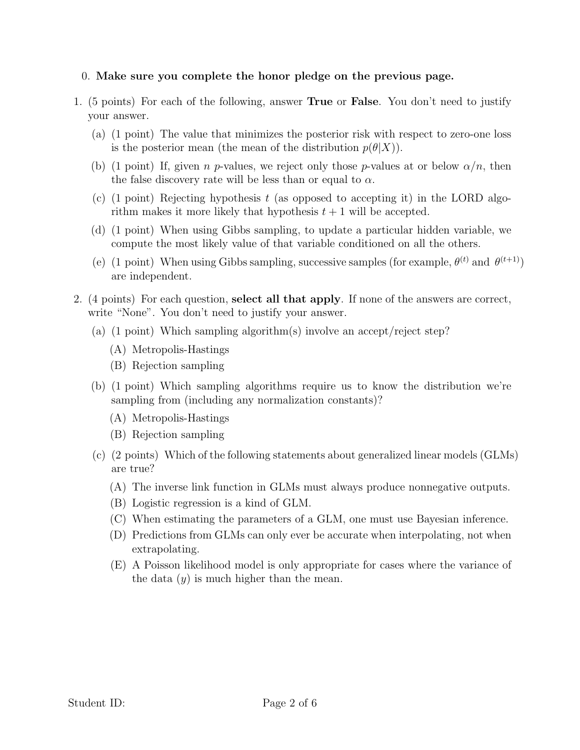0. **Make sure you complete the honor pledge on the previous page.**

1. (5 points) For each of the following, answer **True** or **False**. You don't need to justify your answer.

   (a) (1 point) The value that minimizes the posterior risk with respect to zero-one loss is the posterior mean (the mean of the distribution $p(\theta|X)$).

   (b) (1 point) If, given $n$ $p$-values, we reject only those $p$-values at or below $\alpha/n$, then the false discovery rate will be less than or equal to $\alpha$.

   (c) (1 point) Rejecting hypothesis $t$ (as opposed to accepting it) in the LORD algorithm makes it more likely that hypothesis $t+1$ will be accepted.

   (d) (1 point) When using Gibbs sampling, to update a particular hidden variable, we compute the most likely value of that variable conditioned on all the others.

   (e) (1 point) When using Gibbs sampling, successive samples (for example, $\theta^{(t)}$ and $\theta^{(t+1)}$) are independent.

2. (4 points) For each question, **select all that apply**. If none of the answers are correct, write "None". You don't need to justify your answer.

   (a) (1 point) Which sampling algorithm(s) involve an accept/reject step?

      (A) Metropolis-Hastings

      (B) Rejection sampling

   (b) (1 point) Which sampling algorithms require us to know the distribution we're sampling from (including any normalization constants)?

      (A) Metropolis-Hastings

      (B) Rejection sampling

   (c) (2 points) Which of the following statements about generalized linear models (GLMs) are true?

      (A) The inverse link function in GLMs must always produce nonnegative outputs.

      (B) Logistic regression is a kind of GLM.

      (C) When estimating the parameters of a GLM, one must use Bayesian inference.

      (D) Predictions from GLMs can only ever be accurate when interpolating, not when extrapolating.

      (E) A Poisson likelihood model is only appropriate for cases where the variance of the data ($y$) is much higher than the mean.

Student ID: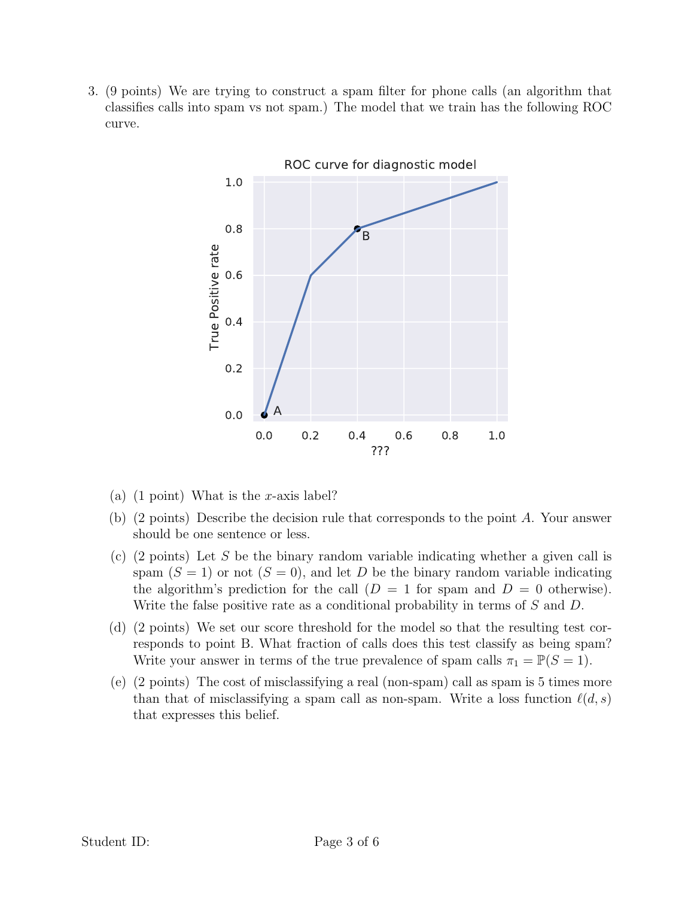3. (9 points) We are trying to construct a spam filter for phone calls (an algorithm that classifies calls into spam vs not spam.) The model that we train has the following ROC curve.

(a) (1 point) What is the $x$-axis label?

(b) (2 points) Describe the decision rule that corresponds to the point $A$. Your answer should be one sentence or less.

(c) (2 points) Let $S$ be the binary random variable indicating whether a given call is spam ($S = 1$) or not ($S = 0$), and let $D$ be the binary random variable indicating the algorithm's prediction for the call ($D = 1$ for spam and $D = 0$ otherwise). Write the false positive rate as a conditional probability in terms of $S$ and $D$.

(d) (2 points) We set our score threshold for the model so that the resulting test corresponds to point B. What fraction of calls does this test classify as being spam? Write your answer in terms of the true prevalence of spam calls $\pi_1 = \mathbb{P}(S = 1)$.

(e) (2 points) The cost of misclassifying a real (non-spam) call as spam is 5 times more than that of misclassifying a spam call as non-spam. Write a loss function $\ell(d, s)$ that expresses this belief.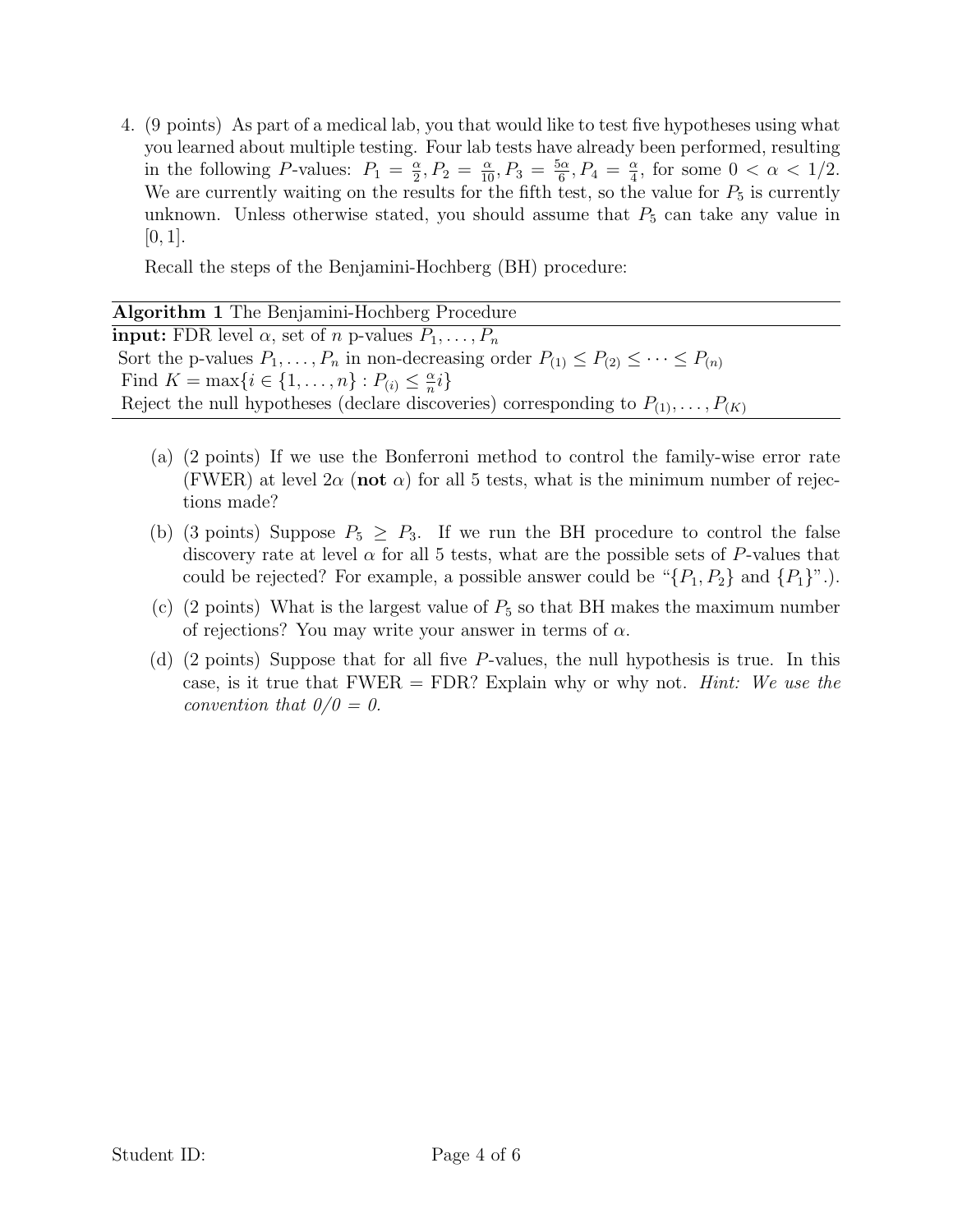4. (9 points) As part of a medical lab, you that would like to test five hypotheses using what you learned about multiple testing. Four lab tests have already been performed, resulting in the following $P$-values: $P_1 = \frac{\alpha}{2}, P_2 = \frac{\alpha}{10}, P_3 = \frac{5\alpha}{6}, P_4 = \frac{\alpha}{4}$, for some $0 < \alpha < 1/2$. We are currently waiting on the results for the fifth test, so the value for $P_5$ is currently unknown. Unless otherwise stated, you should assume that $P_5$ can take any value in $[0, 1]$.

   Recall the steps of the Benjamini-Hochberg (BH) procedure:

   **Algorithm 1** The Benjamini-Hochberg Procedure

   **input:** FDR level $\alpha$, set of $n$ p-values $P_1, \ldots, P_n$

   Sort the p-values $P_1, \ldots, P_n$ in non-decreasing order $P_{(1)} \leq P_{(2)} \leq \cdots \leq P_{(n)}$

   Find $K = \max\{i \in \{1, \ldots, n\} : P_{(i)} \leq \frac{\alpha}{n} i\}$

   Reject the null hypotheses (declare discoveries) corresponding to $P_{(1)}, \ldots, P_{(K)}$

   (a) (2 points) If we use the Bonferroni method to control the family-wise error rate (FWER) at level $2\alpha$ (**not** $\alpha$) for all 5 tests, what is the minimum number of rejections made?

   (b) (3 points) Suppose $P_5 \geq P_3$. If we run the BH procedure to control the false discovery rate at level $\alpha$ for all 5 tests, what are the possible sets of $P$-values that could be rejected? For example, a possible answer could be "$\{P_1, P_2\}$ and $\{P_1\}$".).

   (c) (2 points) What is the largest value of $P_5$ so that BH makes the maximum number of rejections? You may write your answer in terms of $\alpha$.

   (d) (2 points) Suppose that for all five $P$-values, the null hypothesis is true. In this case, is it true that FWER = FDR? Explain why or why not. *Hint: We use the convention that 0/0 = 0.*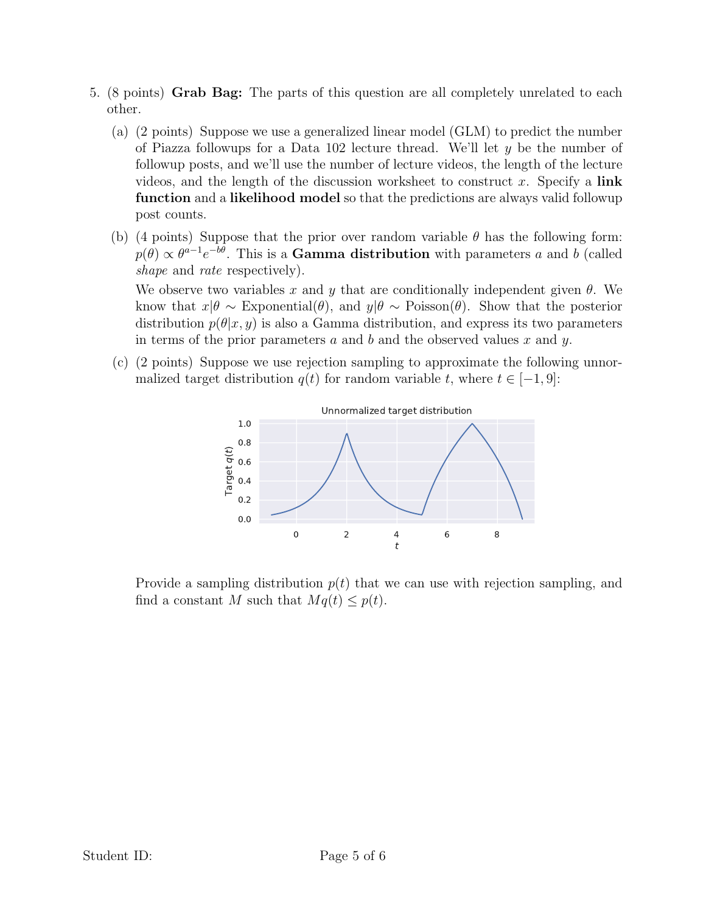5. (8 points) **Grab Bag:** The parts of this question are all completely unrelated to each other.

   (a) (2 points) Suppose we use a generalized linear model (GLM) to predict the number of Piazza followups for a Data 102 lecture thread. We'll let $y$ be the number of followup posts, and we'll use the number of lecture videos, the length of the lecture videos, and the length of the discussion worksheet to construct $x$. Specify a **link function** and a **likelihood model** so that the predictions are always valid followup post counts.

   (b) (4 points) Suppose that the prior over random variable $\theta$ has the following form: $p(\theta) \propto \theta^{a-1}e^{-b\theta}$. This is a **Gamma distribution** with parameters $a$ and $b$ (called *shape* and *rate* respectively).

   We observe two variables $x$ and $y$ that are conditionally independent given $\theta$. We know that $x|\theta \sim \text{Exponential}(\theta)$, and $y|\theta \sim \text{Poisson}(\theta)$. Show that the posterior distribution $p(\theta|x, y)$ is also a Gamma distribution, and express its two parameters in terms of the prior parameters $a$ and $b$ and the observed values $x$ and $y$.

   (c) (2 points) Suppose we use rejection sampling to approximate the following unnormalized target distribution $q(t)$ for random variable $t$, where $t \in [-1, 9]$:

   Provide a sampling distribution $p(t)$ that we can use with rejection sampling, and find a constant $M$ such that $Mq(t) \leq p(t)$.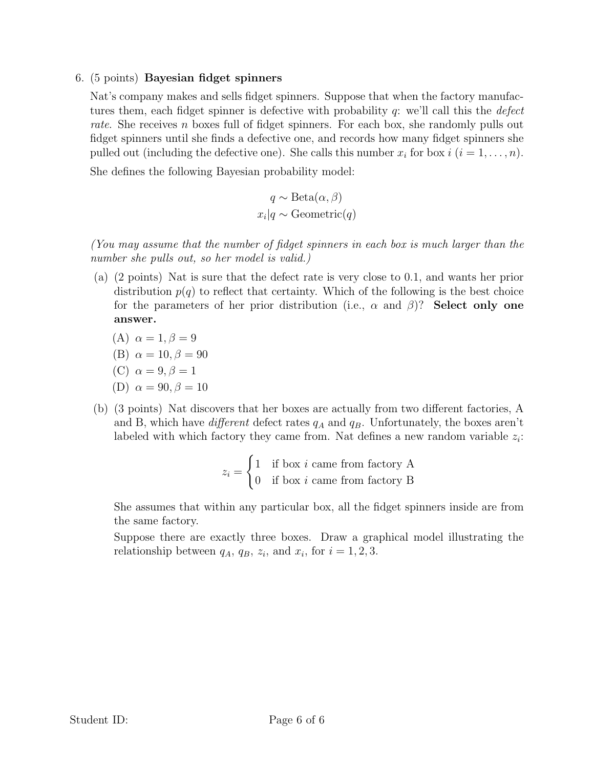6. (5 points) **Bayesian fidget spinners**

Nat's company makes and sells fidget spinners. Suppose that when the factory manufactures them, each fidget spinner is defective with probability $q$: we'll call this the *defect rate*. She receives $n$ boxes full of fidget spinners. For each box, she randomly pulls out fidget spinners until she finds a defective one, and records how many fidget spinners she pulled out (including the defective one). She calls this number $x_i$ for box $i$ ($i = 1, \ldots, n$).

She defines the following Bayesian probability model:

$$q \sim \text{Beta}(\alpha, \beta)$$
$$x_i | q \sim \text{Geometric}(q)$$

*(You may assume that the number of fidget spinners in each box is much larger than the number she pulls out, so her model is valid.)*

(a) (2 points) Nat is sure that the defect rate is very close to 0.1, and wants her prior distribution $p(q)$ to reflect that certainty. Which of the following is the best choice for the parameters of her prior distribution (i.e., $\alpha$ and $\beta$)? **Select only one answer.**

   (A) $\alpha = 1, \beta = 9$

   (B) $\alpha = 10, \beta = 90$

   (C) $\alpha = 9, \beta = 1$

   (D) $\alpha = 90, \beta = 10$

(b) (3 points) Nat discovers that her boxes are actually from two different factories, A and B, which have *different* defect rates $q_A$ and $q_B$. Unfortunately, the boxes aren't labeled with which factory they came from. Nat defines a new random variable $z_i$:

$$z_i = \begin{cases} 1 & \text{if box } i \text{ came from factory A} \\ 0 & \text{if box } i \text{ came from factory B} \end{cases}$$

She assumes that within any particular box, all the fidget spinners inside are from the same factory.

Suppose there are exactly three boxes. Draw a graphical model illustrating the relationship between $q_A$, $q_B$, $z_i$, and $x_i$, for $i = 1, 2, 3$.

Student ID: